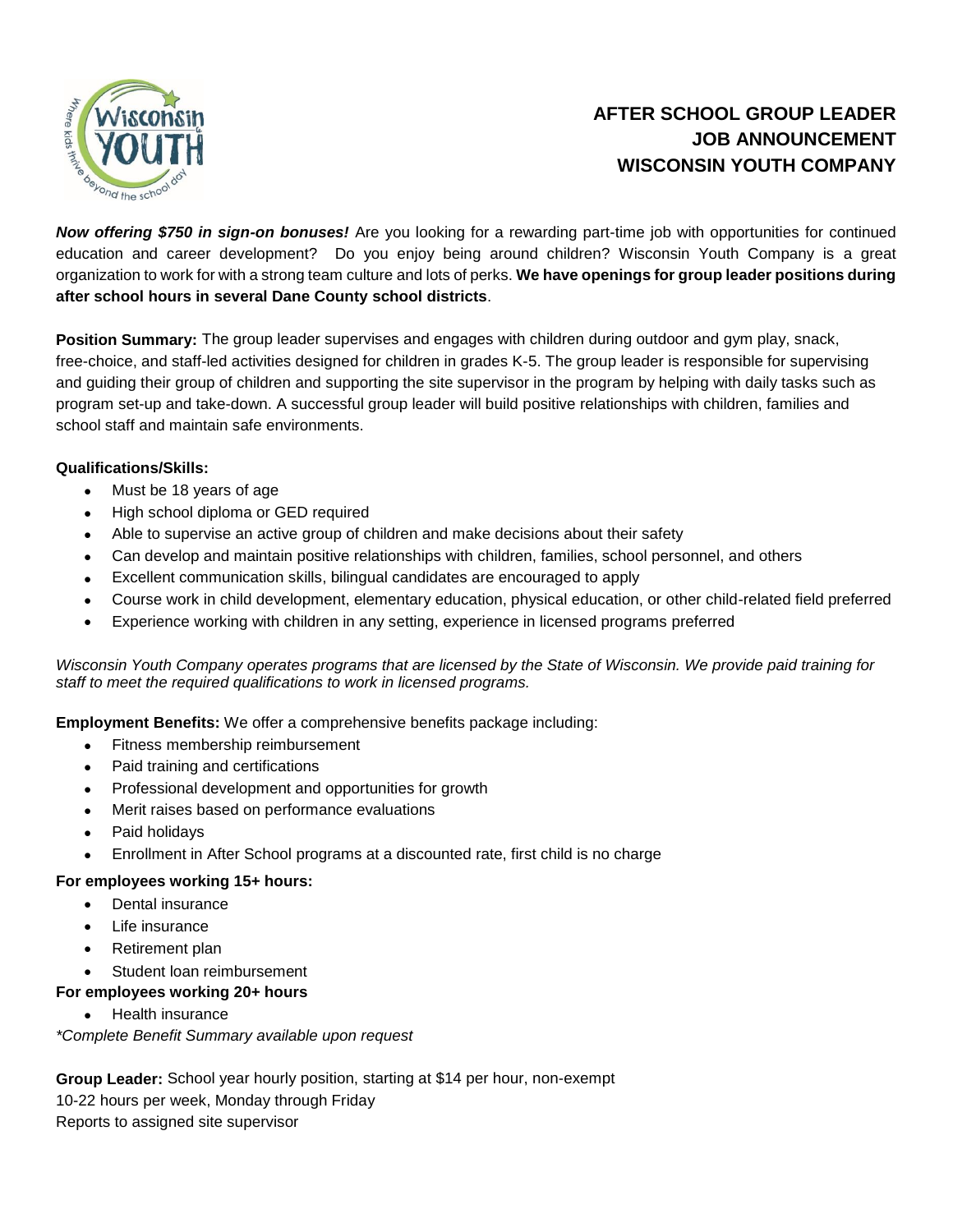# AFTER SCHOOL GROUP LEADER JOB ANNOUNCEMENT WISCONSIN YOUTH COMPANY

***Now offering $750 in sign-on bonuses!*** Are you looking for a rewarding part-time job with opportunities for continued education and career development? Do you enjoy being around children? Wisconsin Youth Company is a great organization to work for with a strong team culture and lots of perks. **We have openings for group leader positions during after school hours in several Dane County school districts**.

**Position Summary:** The group leader supervises and engages with children during outdoor and gym play, snack, free-choice, and staff-led activities designed for children in grades K-5. The group leader is responsible for supervising and guiding their group of children and supporting the site supervisor in the program by helping with daily tasks such as program set-up and take-down. A successful group leader will build positive relationships with children, families and school staff and maintain safe environments.

**Qualifications/Skills:**

- Must be 18 years of age
- High school diploma or GED required
- Able to supervise an active group of children and make decisions about their safety
- Can develop and maintain positive relationships with children, families, school personnel, and others
- Excellent communication skills, bilingual candidates are encouraged to apply
- Course work in child development, elementary education, physical education, or other child-related field preferred
- Experience working with children in any setting, experience in licensed programs preferred

*Wisconsin Youth Company operates programs that are licensed by the State of Wisconsin. We provide paid training for staff to meet the required qualifications to work in licensed programs.*

**Employment Benefits:** We offer a comprehensive benefits package including:

- Fitness membership reimbursement
- Paid training and certifications
- Professional development and opportunities for growth
- Merit raises based on performance evaluations
- Paid holidays
- Enrollment in After School programs at a discounted rate, first child is no charge

**For employees working 15+ hours:**

- Dental insurance
- Life insurance
- Retirement plan
- Student loan reimbursement

**For employees working 20+ hours**

- Health insurance

*\*Complete Benefit Summary available upon request*

**Group Leader:** School year hourly position, starting at $14 per hour, non-exempt
10-22 hours per week, Monday through Friday
Reports to assigned site supervisor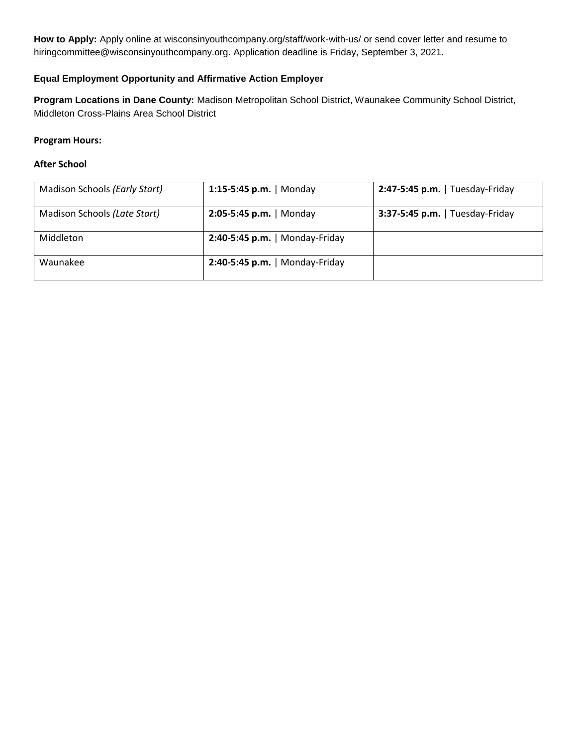**How to Apply:** Apply online at wisconsinyouthcompany.org/staff/work-with-us/ or send cover letter and resume to hiringcommittee@wisconsinyouthcompany.org. Application deadline is Friday, September 3, 2021.

**Equal Employment Opportunity and Affirmative Action Employer**

**Program Locations in Dane County:** Madison Metropolitan School District, Waunakee Community School District, Middleton Cross-Plains Area School District

**Program Hours:**

**After School**

| | | |
|---|---|---|
| Madison Schools *(Early Start)* | **1:15-5:45 p.m.** \| Monday | **2:47-5:45 p.m.** \| Tuesday-Friday |
| Madison Schools *(Late Start)* | **2:05-5:45 p.m.** \| Monday | **3:37-5:45 p.m.** \| Tuesday-Friday |
| Middleton | **2:40-5:45 p.m.** \| Monday-Friday | |
| Waunakee | **2:40-5:45 p.m.** \| Monday-Friday | |